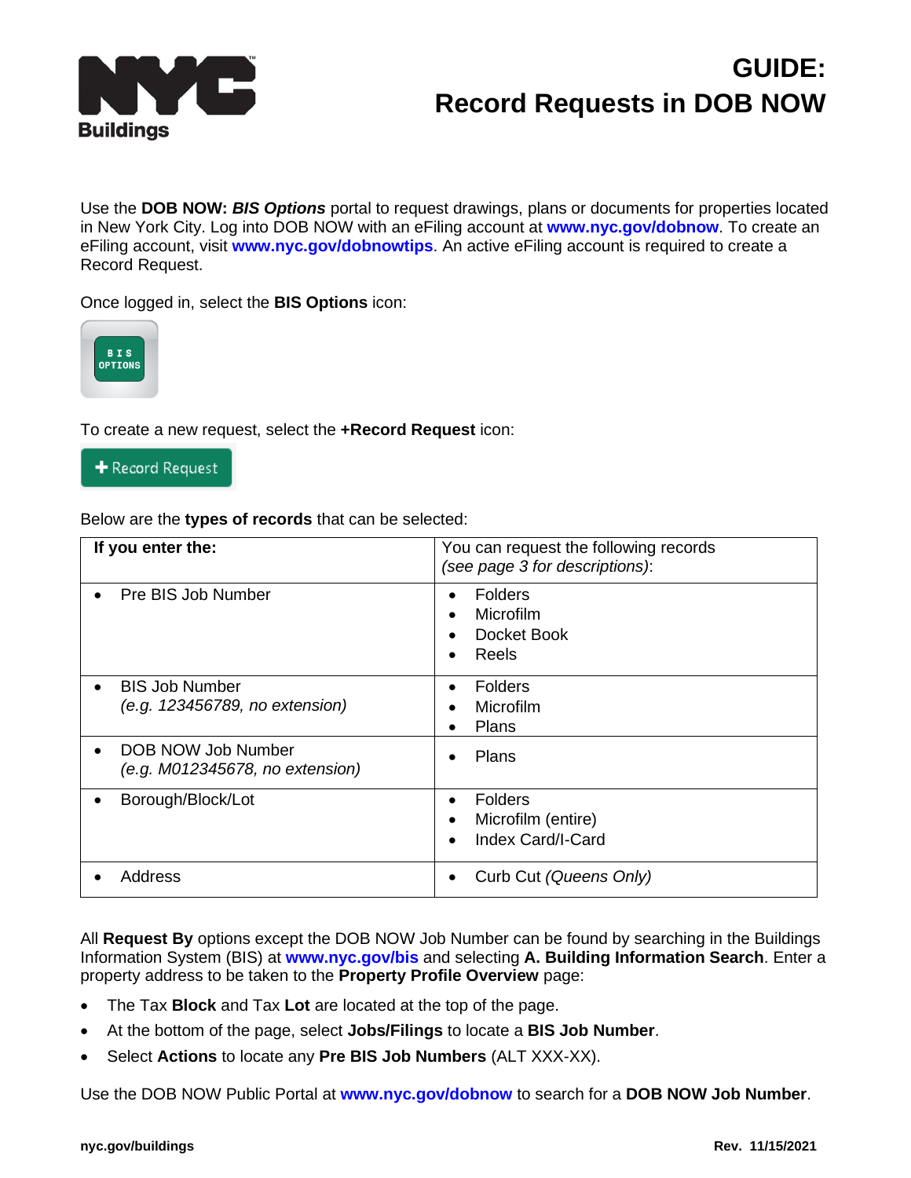# GUIDE: Record Requests in DOB NOW

Use the **DOB NOW: *BIS Options*** portal to request drawings, plans or documents for properties located in New York City. Log into DOB NOW with an eFiling account at **www.nyc.gov/dobnow**. To create an eFiling account, visit **www.nyc.gov/dobnowtips**. An active eFiling account is required to create a Record Request.

Once logged in, select the **BIS Options** icon:

To create a new request, select the **+Record Request** icon:

Below are the **types of records** that can be selected:

| **If you enter the:** | You can request the following records *(see page 3 for descriptions)*: |
|---|---|
| • Pre BIS Job Number | • Folders<br>• Microfilm<br>• Docket Book<br>• Reels |
| • BIS Job Number *(e.g. 123456789, no extension)* | • Folders<br>• Microfilm<br>• Plans |
| • DOB NOW Job Number *(e.g. M012345678, no extension)* | • Plans |
| • Borough/Block/Lot | • Folders<br>• Microfilm (entire)<br>• Index Card/I-Card |
| • Address | • Curb Cut *(Queens Only)* |

All **Request By** options except the DOB NOW Job Number can be found by searching in the Buildings Information System (BIS) at **www.nyc.gov/bis** and selecting **A. Building Information Search**. Enter a property address to be taken to the **Property Profile Overview** page:

- The Tax **Block** and Tax **Lot** are located at the top of the page.
- At the bottom of the page, select **Jobs/Filings** to locate a **BIS Job Number**.
- Select **Actions** to locate any **Pre BIS Job Numbers** (ALT XXX-XX).

Use the DOB NOW Public Portal at **www.nyc.gov/dobnow** to search for a **DOB NOW Job Number**.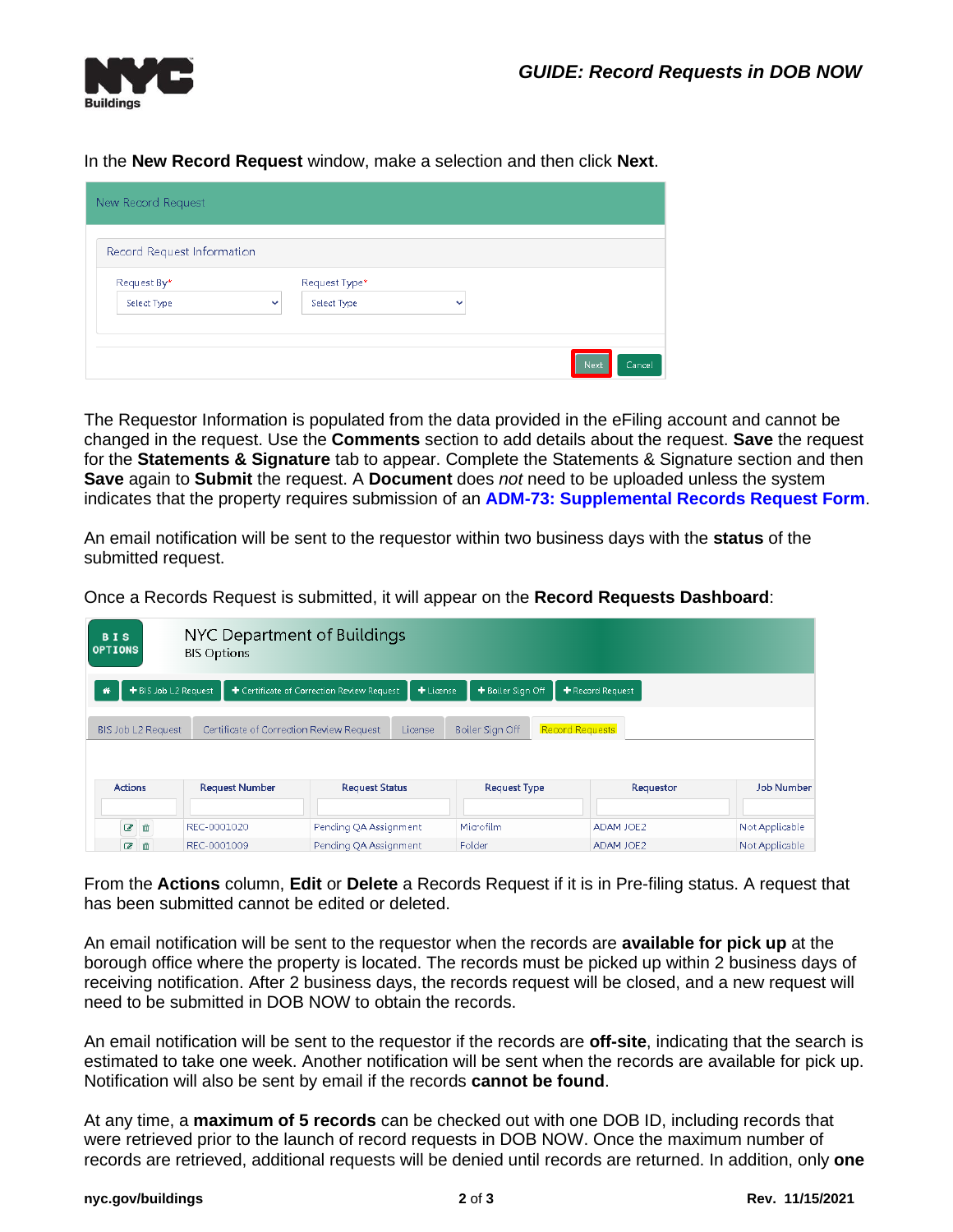In the **New Record Request** window, make a selection and then click **Next**.

New Record Request

Record Request Information

Request By* Select Type

Request Type* Select Type

Next Cancel

The Requestor Information is populated from the data provided in the eFiling account and cannot be changed in the request. Use the **Comments** section to add details about the request. **Save** the request for the **Statements & Signature** tab to appear. Complete the Statements & Signature section and then **Save** again to **Submit** the request. A **Document** does *not* need to be uploaded unless the system indicates that the property requires submission of an **ADM-73: Supplemental Records Request Form**.

An email notification will be sent to the requestor within two business days with the **status** of the submitted request.

Once a Records Request is submitted, it will appear on the **Record Requests Dashboard**:

BIS OPTIONS

NYC Department of Buildings
BIS Options

+ BIS Job L2 Request | + Certificate of Correction Review Request | + License | + Boiler Sign Off | + Record Request

BIS Job L2 Request | Certificate of Correction Review Request | License | Boiler Sign Off | Record Requests

| Actions | Request Number | Request Status | Request Type | Requestor | Job Number |
|---|---|---|---|---|---|
| | REC-0001020 | Pending QA Assignment | Microfilm | ADAM JOE2 | Not Applicable |
| | REC-0001009 | Pending QA Assignment | Folder | ADAM JOE2 | Not Applicable |

From the **Actions** column, **Edit** or **Delete** a Records Request if it is in Pre-filing status. A request that has been submitted cannot be edited or deleted.

An email notification will be sent to the requestor when the records are **available for pick up** at the borough office where the property is located. The records must be picked up within 2 business days of receiving notification. After 2 business days, the records request will be closed, and a new request will need to be submitted in DOB NOW to obtain the records.

An email notification will be sent to the requestor if the records are **off-site**, indicating that the search is estimated to take one week. Another notification will be sent when the records are available for pick up. Notification will also be sent by email if the records **cannot be found**.

At any time, a **maximum of 5 records** can be checked out with one DOB ID, including records that were retrieved prior to the launch of record requests in DOB NOW. Once the maximum number of records are retrieved, additional requests will be denied until records are returned. In addition, only **one**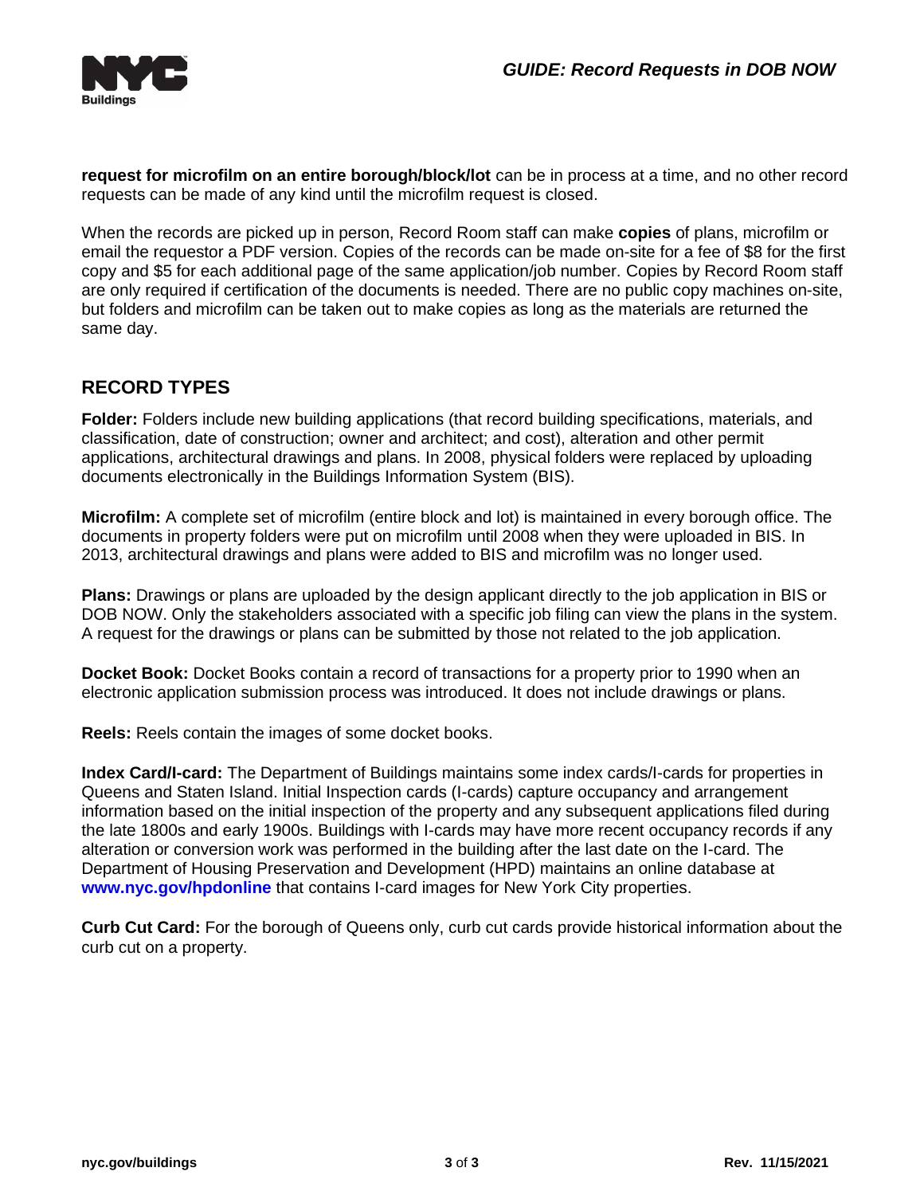**request for microfilm on an entire borough/block/lot** can be in process at a time, and no other record requests can be made of any kind until the microfilm request is closed.

When the records are picked up in person, Record Room staff can make **copies** of plans, microfilm or email the requestor a PDF version. Copies of the records can be made on-site for a fee of $8 for the first copy and $5 for each additional page of the same application/job number. Copies by Record Room staff are only required if certification of the documents is needed. There are no public copy machines on-site, but folders and microfilm can be taken out to make copies as long as the materials are returned the same day.

## RECORD TYPES

**Folder:** Folders include new building applications (that record building specifications, materials, and classification, date of construction; owner and architect; and cost), alteration and other permit applications, architectural drawings and plans. In 2008, physical folders were replaced by uploading documents electronically in the Buildings Information System (BIS).

**Microfilm:** A complete set of microfilm (entire block and lot) is maintained in every borough office. The documents in property folders were put on microfilm until 2008 when they were uploaded in BIS. In 2013, architectural drawings and plans were added to BIS and microfilm was no longer used.

**Plans:** Drawings or plans are uploaded by the design applicant directly to the job application in BIS or DOB NOW. Only the stakeholders associated with a specific job filing can view the plans in the system. A request for the drawings or plans can be submitted by those not related to the job application.

**Docket Book:** Docket Books contain a record of transactions for a property prior to 1990 when an electronic application submission process was introduced. It does not include drawings or plans.

**Reels:** Reels contain the images of some docket books.

**Index Card/I-card:** The Department of Buildings maintains some index cards/I-cards for properties in Queens and Staten Island. Initial Inspection cards (I-cards) capture occupancy and arrangement information based on the initial inspection of the property and any subsequent applications filed during the late 1800s and early 1900s. Buildings with I-cards may have more recent occupancy records if any alteration or conversion work was performed in the building after the last date on the I-card. The Department of Housing Preservation and Development (HPD) maintains an online database at **www.nyc.gov/hpdonline** that contains I-card images for New York City properties.

**Curb Cut Card:** For the borough of Queens only, curb cut cards provide historical information about the curb cut on a property.